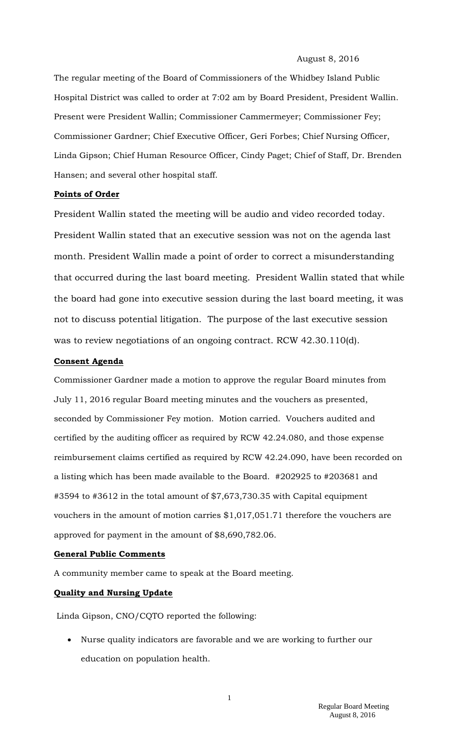August 8, 2016

The regular meeting of the Board of Commissioners of the Whidbey Island Public Hospital District was called to order at 7:02 am by Board President, President Wallin. Present were President Wallin; Commissioner Cammermeyer; Commissioner Fey; Commissioner Gardner; Chief Executive Officer, Geri Forbes; Chief Nursing Officer, Linda Gipson; Chief Human Resource Officer, Cindy Paget; Chief of Staff, Dr. Brenden Hansen; and several other hospital staff.

**Points of Order**

President Wallin stated the meeting will be audio and video recorded today. President Wallin stated that an executive session was not on the agenda last month. President Wallin made a point of order to correct a misunderstanding that occurred during the last board meeting. President Wallin stated that while the board had gone into executive session during the last board meeting, it was not to discuss potential litigation. The purpose of the last executive session was to review negotiations of an ongoing contract. RCW 42.30.110(d).

**Consent Agenda**

Commissioner Gardner made a motion to approve the regular Board minutes from July 11, 2016 regular Board meeting minutes and the vouchers as presented, seconded by Commissioner Fey motion. Motion carried. Vouchers audited and certified by the auditing officer as required by RCW 42.24.080, and those expense reimbursement claims certified as required by RCW 42.24.090, have been recorded on a listing which has been made available to the Board. #202925 to #203681 and #3594 to #3612 in the total amount of $7,673,730.35 with Capital equipment vouchers in the amount of motion carries $1,017,051.71 therefore the vouchers are approved for payment in the amount of $8,690,782.06.

**General Public Comments**

A community member came to speak at the Board meeting.

**Quality and Nursing Update**

Linda Gipson, CNO/CQTO reported the following:

- Nurse quality indicators are favorable and we are working to further our education on population health.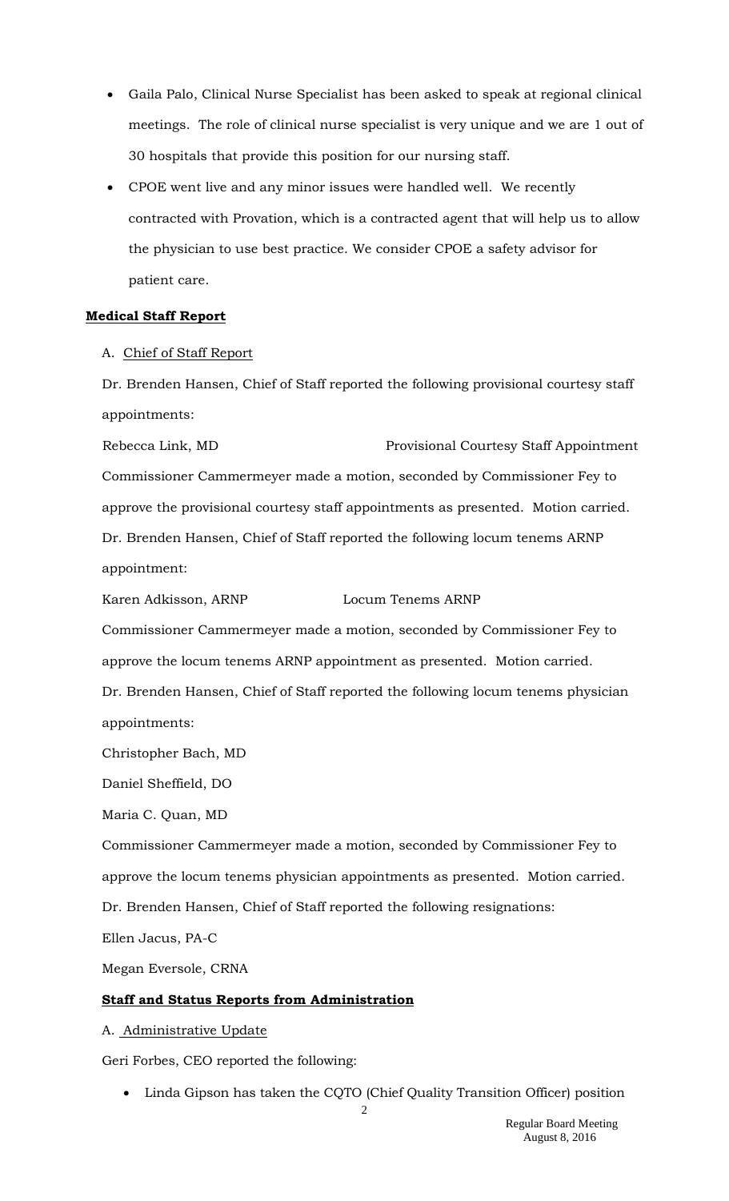- Gaila Palo, Clinical Nurse Specialist has been asked to speak at regional clinical meetings. The role of clinical nurse specialist is very unique and we are 1 out of 30 hospitals that provide this position for our nursing staff.
- CPOE went live and any minor issues were handled well. We recently contracted with Provation, which is a contracted agent that will help us to allow the physician to use best practice. We consider CPOE a safety advisor for patient care.

## Medical Staff Report

A. Chief of Staff Report

Dr. Brenden Hansen, Chief of Staff reported the following provisional courtesy staff appointments:

Rebecca Link, MD — Provisional Courtesy Staff Appointment

Commissioner Cammermeyer made a motion, seconded by Commissioner Fey to approve the provisional courtesy staff appointments as presented. Motion carried.

Dr. Brenden Hansen, Chief of Staff reported the following locum tenems ARNP appointment:

Karen Adkisson, ARNP — Locum Tenems ARNP

Commissioner Cammermeyer made a motion, seconded by Commissioner Fey to approve the locum tenems ARNP appointment as presented. Motion carried.

Dr. Brenden Hansen, Chief of Staff reported the following locum tenems physician appointments:

Christopher Bach, MD

Daniel Sheffield, DO

Maria C. Quan, MD

Commissioner Cammermeyer made a motion, seconded by Commissioner Fey to approve the locum tenems physician appointments as presented. Motion carried.

Dr. Brenden Hansen, Chief of Staff reported the following resignations:

Ellen Jacus, PA-C

Megan Eversole, CRNA

## Staff and Status Reports from Administration

A. Administrative Update

Geri Forbes, CEO reported the following:

- Linda Gipson has taken the CQTO (Chief Quality Transition Officer) position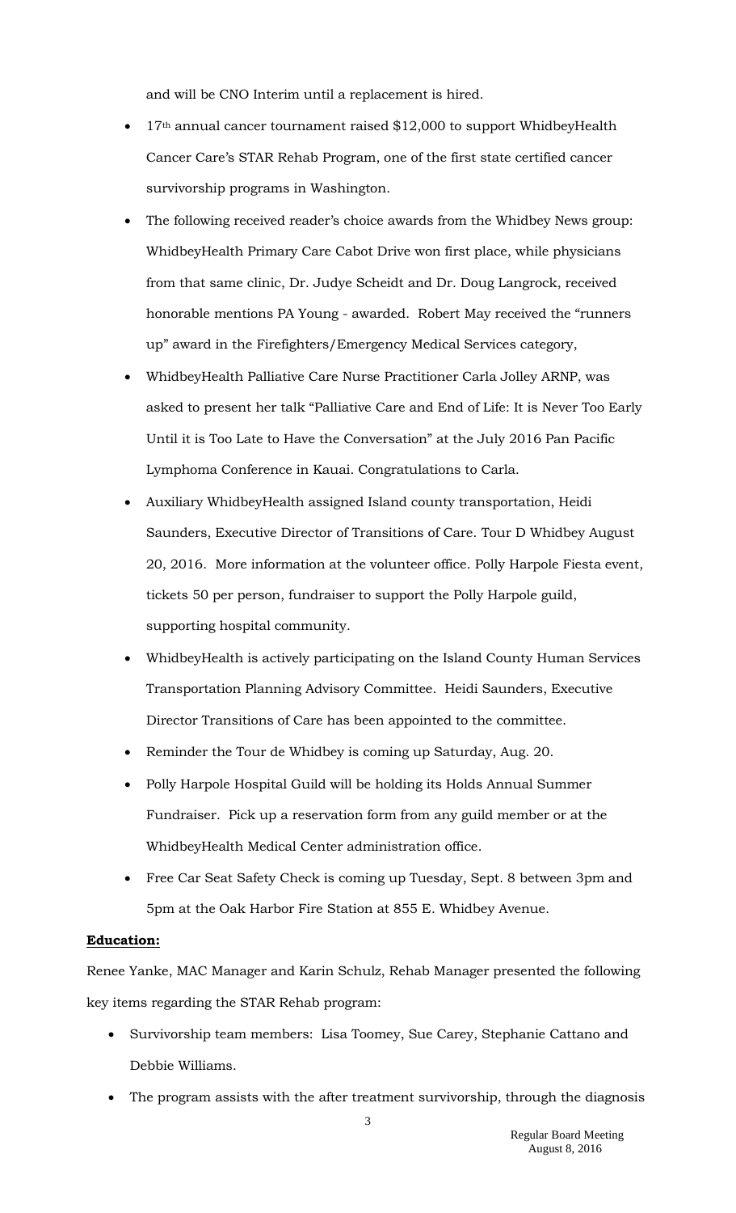and will be CNO Interim until a replacement is hired.

- 17th annual cancer tournament raised $12,000 to support WhidbeyHealth Cancer Care's STAR Rehab Program, one of the first state certified cancer survivorship programs in Washington.
- The following received reader's choice awards from the Whidbey News group: WhidbeyHealth Primary Care Cabot Drive won first place, while physicians from that same clinic, Dr. Judye Scheidt and Dr. Doug Langrock, received honorable mentions PA Young - awarded. Robert May received the "runners up" award in the Firefighters/Emergency Medical Services category,
- WhidbeyHealth Palliative Care Nurse Practitioner Carla Jolley ARNP, was asked to present her talk "Palliative Care and End of Life: It is Never Too Early Until it is Too Late to Have the Conversation" at the July 2016 Pan Pacific Lymphoma Conference in Kauai. Congratulations to Carla.
- Auxiliary WhidbeyHealth assigned Island county transportation, Heidi Saunders, Executive Director of Transitions of Care. Tour D Whidbey August 20, 2016. More information at the volunteer office. Polly Harpole Fiesta event, tickets 50 per person, fundraiser to support the Polly Harpole guild, supporting hospital community.
- WhidbeyHealth is actively participating on the Island County Human Services Transportation Planning Advisory Committee. Heidi Saunders, Executive Director Transitions of Care has been appointed to the committee.
- Reminder the Tour de Whidbey is coming up Saturday, Aug. 20.
- Polly Harpole Hospital Guild will be holding its Holds Annual Summer Fundraiser. Pick up a reservation form from any guild member or at the WhidbeyHealth Medical Center administration office.
- Free Car Seat Safety Check is coming up Tuesday, Sept. 8 between 3pm and 5pm at the Oak Harbor Fire Station at 855 E. Whidbey Avenue.

**Education:**

Renee Yanke, MAC Manager and Karin Schulz, Rehab Manager presented the following key items regarding the STAR Rehab program:

- Survivorship team members: Lisa Toomey, Sue Carey, Stephanie Cattano and Debbie Williams.
- The program assists with the after treatment survivorship, through the diagnosis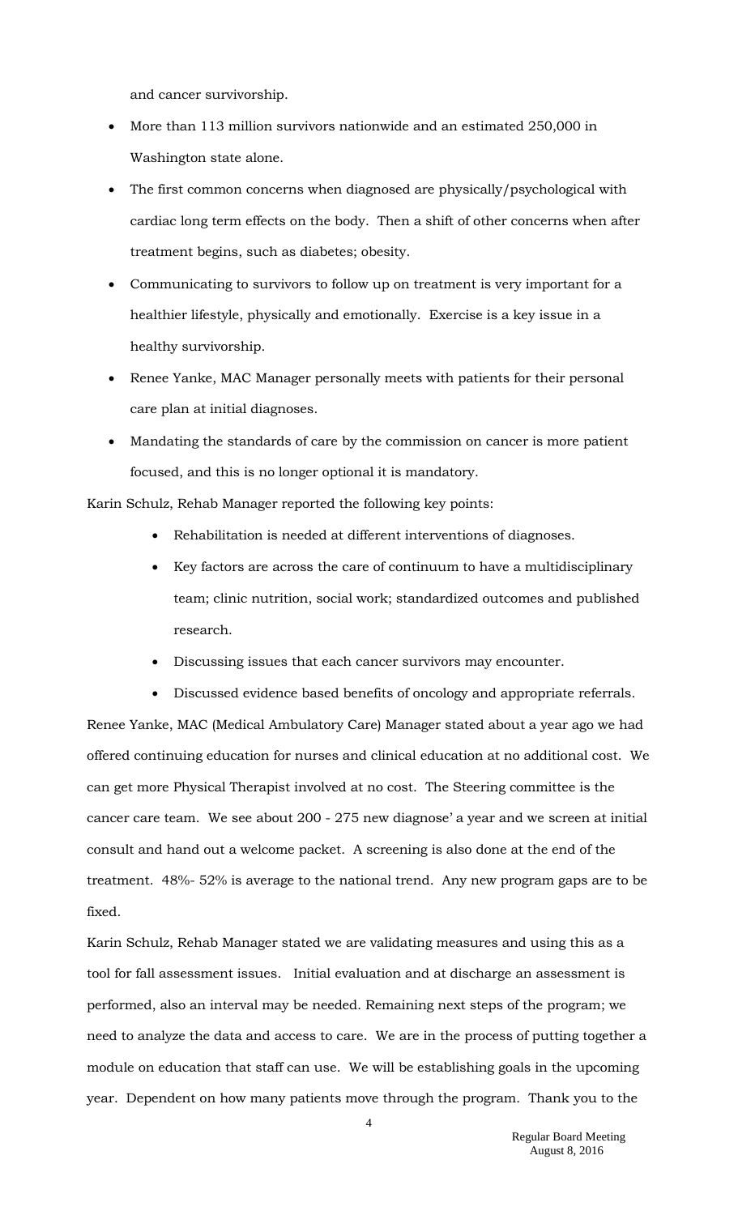and cancer survivorship.

- More than 113 million survivors nationwide and an estimated 250,000 in Washington state alone.
- The first common concerns when diagnosed are physically/psychological with cardiac long term effects on the body. Then a shift of other concerns when after treatment begins, such as diabetes; obesity.
- Communicating to survivors to follow up on treatment is very important for a healthier lifestyle, physically and emotionally. Exercise is a key issue in a healthy survivorship.
- Renee Yanke, MAC Manager personally meets with patients for their personal care plan at initial diagnoses.
- Mandating the standards of care by the commission on cancer is more patient focused, and this is no longer optional it is mandatory.

Karin Schulz, Rehab Manager reported the following key points:

- Rehabilitation is needed at different interventions of diagnoses.
- Key factors are across the care of continuum to have a multidisciplinary team; clinic nutrition, social work; standardized outcomes and published research.
- Discussing issues that each cancer survivors may encounter.
- Discussed evidence based benefits of oncology and appropriate referrals.

Renee Yanke, MAC (Medical Ambulatory Care) Manager stated about a year ago we had offered continuing education for nurses and clinical education at no additional cost. We can get more Physical Therapist involved at no cost. The Steering committee is the cancer care team. We see about 200 - 275 new diagnose' a year and we screen at initial consult and hand out a welcome packet. A screening is also done at the end of the treatment. 48%- 52% is average to the national trend. Any new program gaps are to be fixed.

Karin Schulz, Rehab Manager stated we are validating measures and using this as a tool for fall assessment issues. Initial evaluation and at discharge an assessment is performed, also an interval may be needed. Remaining next steps of the program; we need to analyze the data and access to care. We are in the process of putting together a module on education that staff can use. We will be establishing goals in the upcoming year. Dependent on how many patients move through the program. Thank you to the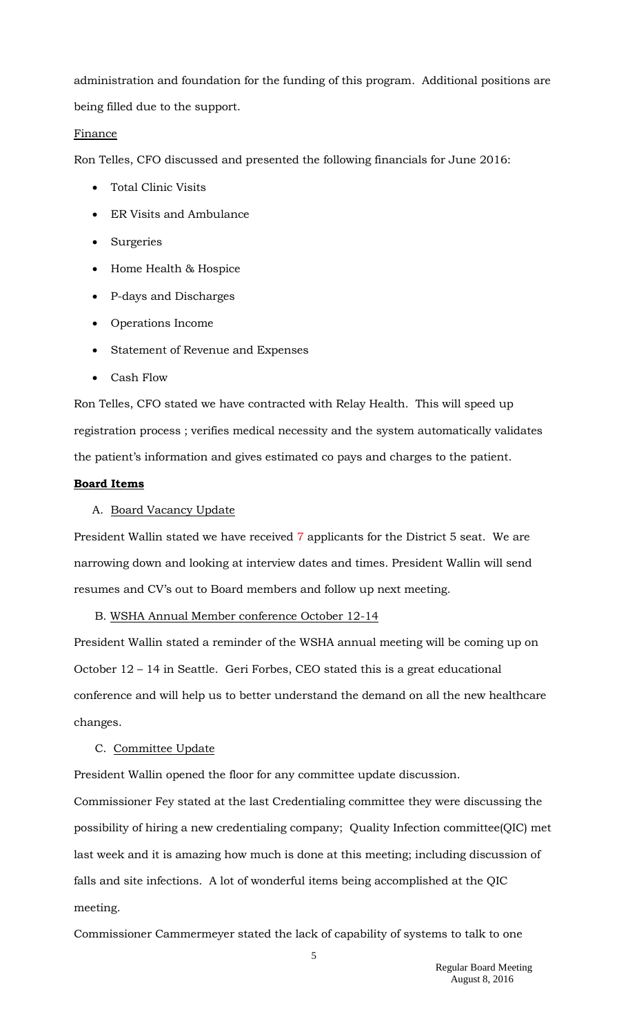administration and foundation for the funding of this program. Additional positions are being filled due to the support.

Finance

Ron Telles, CFO discussed and presented the following financials for June 2016:

- Total Clinic Visits
- ER Visits and Ambulance
- Surgeries
- Home Health & Hospice
- P-days and Discharges
- Operations Income
- Statement of Revenue and Expenses
- Cash Flow

Ron Telles, CFO stated we have contracted with Relay Health. This will speed up registration process ; verifies medical necessity and the system automatically validates the patient's information and gives estimated co pays and charges to the patient.

**Board Items**

A. Board Vacancy Update

President Wallin stated we have received 7 applicants for the District 5 seat. We are narrowing down and looking at interview dates and times. President Wallin will send resumes and CV's out to Board members and follow up next meeting.

B. WSHA Annual Member conference October 12-14

President Wallin stated a reminder of the WSHA annual meeting will be coming up on October 12 – 14 in Seattle. Geri Forbes, CEO stated this is a great educational conference and will help us to better understand the demand on all the new healthcare changes.

C. Committee Update

President Wallin opened the floor for any committee update discussion.

Commissioner Fey stated at the last Credentialing committee they were discussing the possibility of hiring a new credentialing company; Quality Infection committee(QIC) met last week and it is amazing how much is done at this meeting; including discussion of falls and site infections. A lot of wonderful items being accomplished at the QIC meeting.

Commissioner Cammermeyer stated the lack of capability of systems to talk to one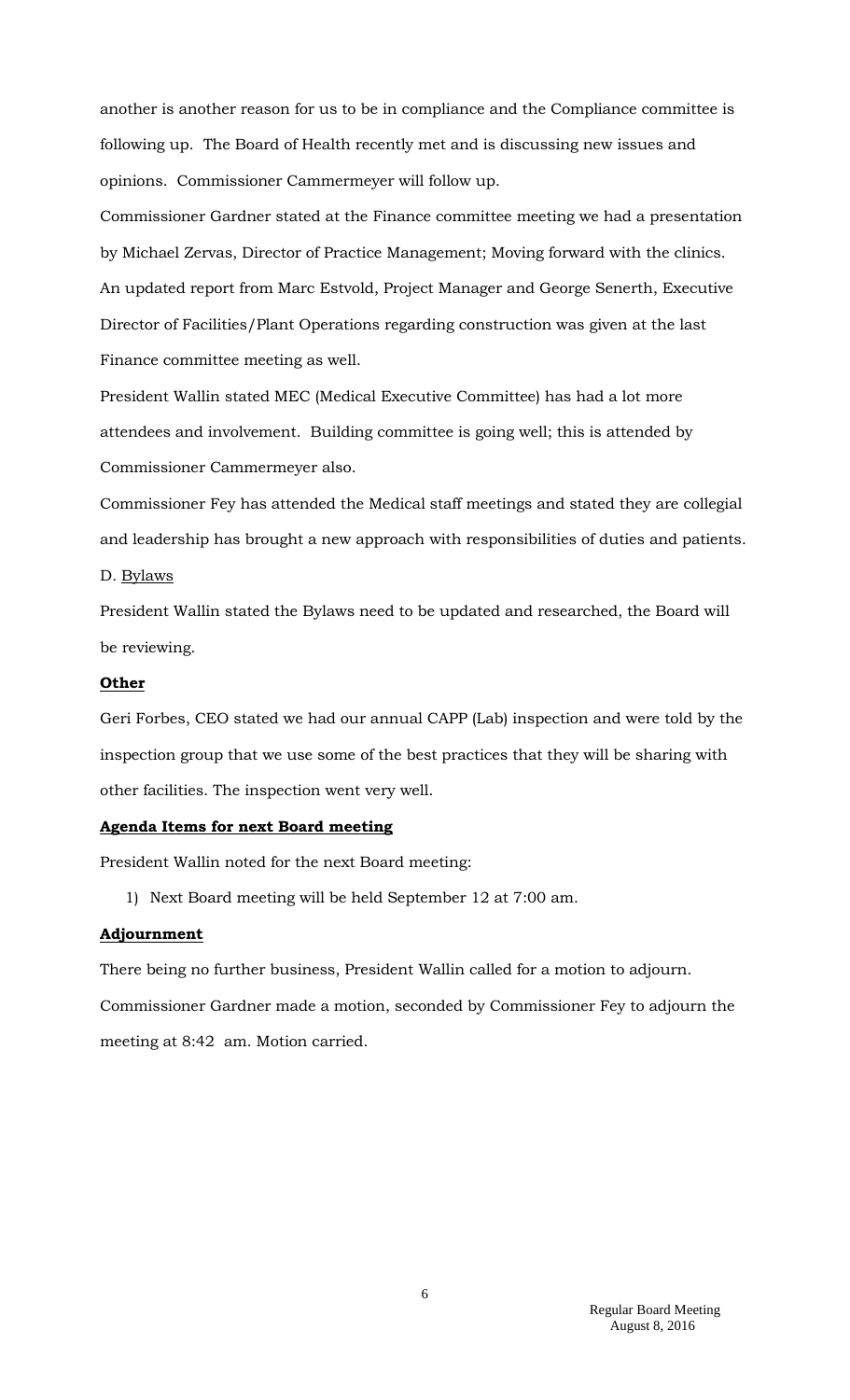another is another reason for us to be in compliance and the Compliance committee is following up. The Board of Health recently met and is discussing new issues and opinions. Commissioner Cammermeyer will follow up.

Commissioner Gardner stated at the Finance committee meeting we had a presentation by Michael Zervas, Director of Practice Management; Moving forward with the clinics. An updated report from Marc Estvold, Project Manager and George Senerth, Executive Director of Facilities/Plant Operations regarding construction was given at the last Finance committee meeting as well.

President Wallin stated MEC (Medical Executive Committee) has had a lot more attendees and involvement. Building committee is going well; this is attended by Commissioner Cammermeyer also.

Commissioner Fey has attended the Medical staff meetings and stated they are collegial and leadership has brought a new approach with responsibilities of duties and patients.

D. Bylaws

President Wallin stated the Bylaws need to be updated and researched, the Board will be reviewing.

**Other**

Geri Forbes, CEO stated we had our annual CAPP (Lab) inspection and were told by the inspection group that we use some of the best practices that they will be sharing with other facilities. The inspection went very well.

**Agenda Items for next Board meeting**

President Wallin noted for the next Board meeting:

1) Next Board meeting will be held September 12 at 7:00 am.

**Adjournment**

There being no further business, President Wallin called for a motion to adjourn. Commissioner Gardner made a motion, seconded by Commissioner Fey to adjourn the meeting at 8:42 am. Motion carried.